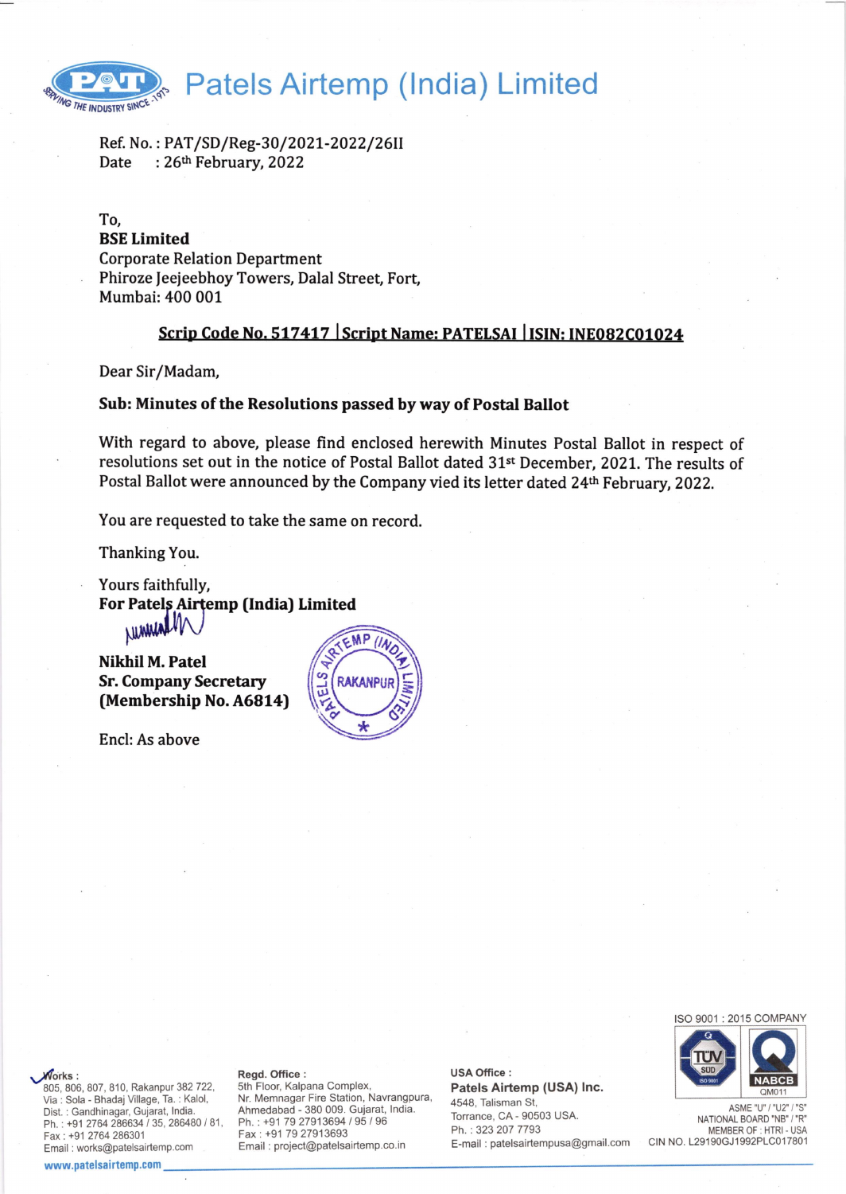# Patels Airtemp (India) Limited

Ref. No. : PAT/SD/Reg-30/2021-2022/26II
Date : 26th February, 2022

To,
**BSE Limited**
Corporate Relation Department
Phiroze Jeejeebhoy Towers, Dalal Street, Fort,
Mumbai: 400 001

**Scrip Code No. 517417 | Script Name: PATELSAI | ISIN: INE082C01024**

Dear Sir/Madam,

**Sub: Minutes of the Resolutions passed by way of Postal Ballot**

With regard to above, please find enclosed herewith Minutes Postal Ballot in respect of resolutions set out in the notice of Postal Ballot dated 31st December, 2021. The results of Postal Ballot were announced by the Company vied its letter dated 24th February, 2022.

You are requested to take the same on record.

Thanking You.

Yours faithfully,
**For Patels Airtemp (India) Limited**

**Nikhil M. Patel**
**Sr. Company Secretary**
**(Membership No. A6814)**

Encl: As above

Works :
805, 806, 807, 810, Rakanpur 382 722,
Via : Sola - Bhadaj Village, Ta. : Kalol,
Dist. : Gandhinagar, Gujarat, India.
Ph. : +91 2764 286634 / 35, 286480 / 81,
Fax : +91 2764 286301
Email : works@patelsairtemp.com

Regd. Office :
5th Floor, Kalpana Complex,
Nr. Memnagar Fire Station, Navrangpura,
Ahmedabad - 380 009. Gujarat, India.
Ph. : +91 79 27913694 / 95 / 96
Fax : +91 79 27913693
Email : project@patelsairtemp.co.in

USA Office :
Patels Airtemp (USA) Inc.
4548, Talisman St,
Torrance, CA - 90503 USA.
Ph. : 323 207 7793
E-mail : patelsairtempusa@gmail.com

ISO 9001 : 2015 COMPANY
ASME "U" / "U2" / "S"
NATIONAL BOARD "NB" / "R"
MEMBER OF : HTRI - USA
CIN NO. L29190GJ1992PLC017801

www.patelsairtemp.com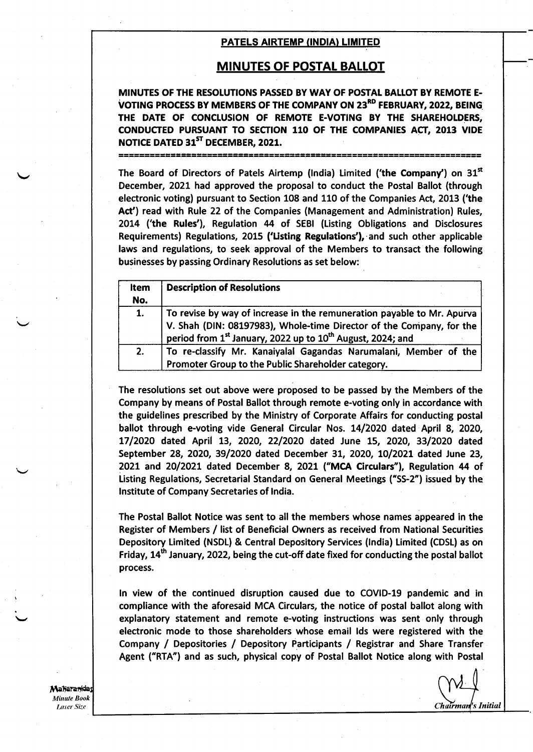## PATELS AIRTEMP (INDIA) LIMITED

# MINUTES OF POSTAL BALLOT

**MINUTES OF THE RESOLUTIONS PASSED BY WAY OF POSTAL BALLOT BY REMOTE E-VOTING PROCESS BY MEMBERS OF THE COMPANY ON 23RD FEBRUARY, 2022, BEING THE DATE OF CONCLUSION OF REMOTE E-VOTING BY THE SHAREHOLDERS, CONDUCTED PURSUANT TO SECTION 110 OF THE COMPANIES ACT, 2013 VIDE NOTICE DATED 31ST DECEMBER, 2021.**

==================================================================

The Board of Directors of Patels Airtemp (India) Limited (**'the Company'**) on 31st December, 2021 had approved the proposal to conduct the Postal Ballot (through electronic voting) pursuant to Section 108 and 110 of the Companies Act, 2013 (**'the Act'**) read with Rule 22 of the Companies (Management and Administration) Rules, 2014 (**'the Rules'**), Regulation 44 of SEBI (Listing Obligations and Disclosures Requirements) Regulations, 2015 (**'Listing Regulations'**), and such other applicable laws and regulations, to seek approval of the Members to transact the following businesses by passing Ordinary Resolutions as set below:

| Item No. | Description of Resolutions |
|---|---|
| 1. | To revise by way of increase in the remuneration payable to Mr. Apurva V. Shah (DIN: 08197983), Whole-time Director of the Company, for the period from 1st January, 2022 up to 10th August, 2024; and |
| 2. | To re-classify Mr. Kanaiyalal Gagandas Narumalani, Member of the Promoter Group to the Public Shareholder category. |

The resolutions set out above were proposed to be passed by the Members of the Company by means of Postal Ballot through remote e-voting only in accordance with the guidelines prescribed by the Ministry of Corporate Affairs for conducting postal ballot through e-voting vide General Circular Nos. 14/2020 dated April 8, 2020, 17/2020 dated April 13, 2020, 22/2020 dated June 15, 2020, 33/2020 dated September 28, 2020, 39/2020 dated December 31, 2020, 10/2021 dated June 23, 2021 and 20/2021 dated December 8, 2021 (**"MCA Circulars"**), Regulation 44 of Listing Regulations, Secretarial Standard on General Meetings ("SS-2") issued by the Institute of Company Secretaries of India.

The Postal Ballot Notice was sent to all the members whose names appeared in the Register of Members / list of Beneficial Owners as received from National Securities Depository Limited (NSDL) & Central Depository Services (India) Limited (CDSL) as on Friday, 14th January, 2022, being the cut-off date fixed for conducting the postal ballot process.

In view of the continued disruption caused due to COVID-19 pandemic and in compliance with the aforesaid MCA Circulars, the notice of postal ballot along with explanatory statement and remote e-voting instructions was sent only through electronic mode to those shareholders whose email Ids were registered with the Company / Depositories / Depository Participants / Registrar and Share Transfer Agent ("RTA") and as such, physical copy of Postal Ballot Notice along with Postal

*Chairman's Initial*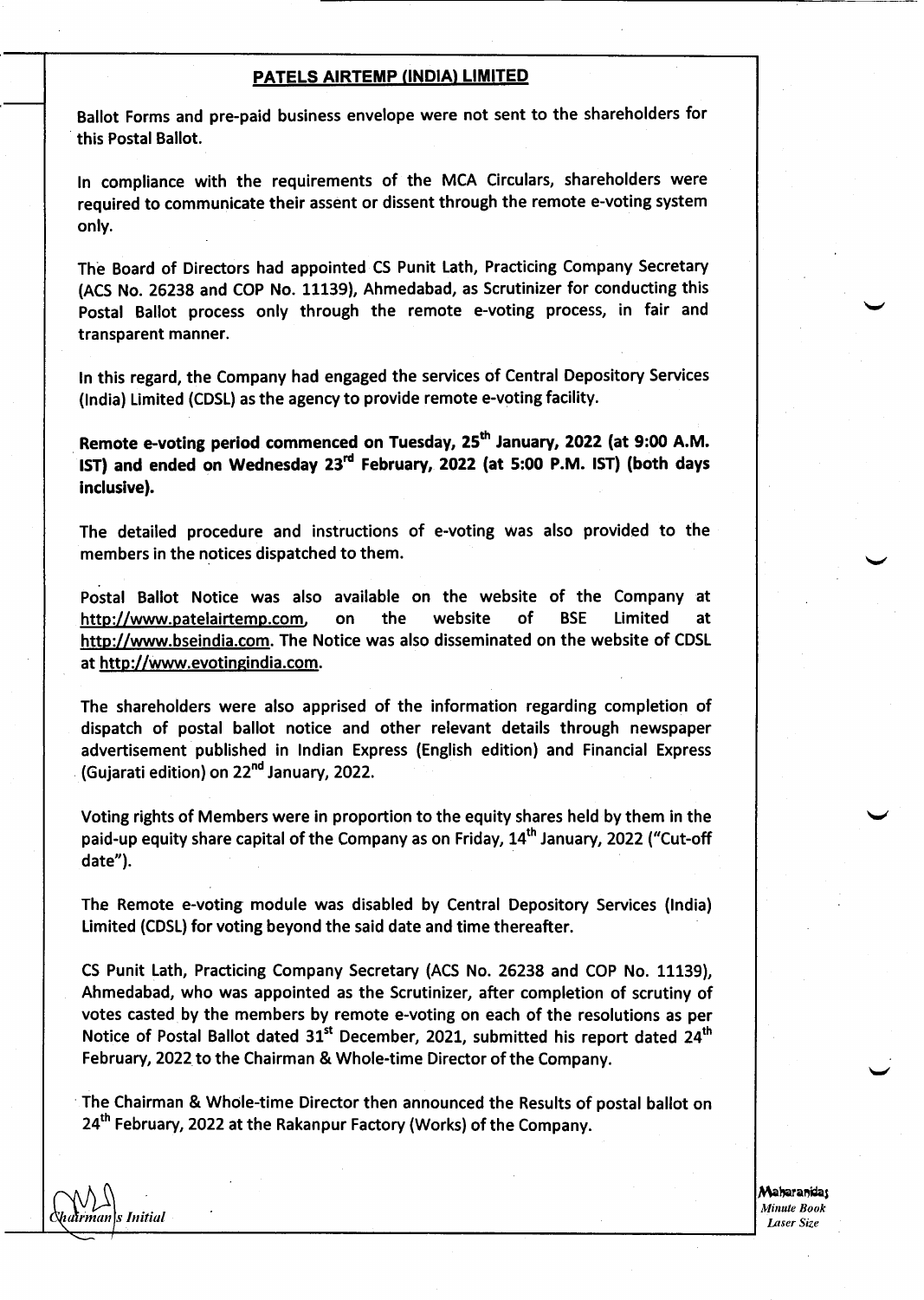**PATELS AIRTEMP (INDIA) LIMITED**

Ballot Forms and pre-paid business envelope were not sent to the shareholders for this Postal Ballot.

In compliance with the requirements of the MCA Circulars, shareholders were required to communicate their assent or dissent through the remote e-voting system only.

The Board of Directors had appointed CS Punit Lath, Practicing Company Secretary (ACS No. 26238 and COP No. 11139), Ahmedabad, as Scrutinizer for conducting this Postal Ballot process only through the remote e-voting process, in fair and transparent manner.

In this regard, the Company had engaged the services of Central Depository Services (India) Limited (CDSL) as the agency to provide remote e-voting facility.

**Remote e-voting period commenced on Tuesday, 25th January, 2022 (at 9:00 A.M. IST) and ended on Wednesday 23rd February, 2022 (at 5:00 P.M. IST) (both days inclusive).**

The detailed procedure and instructions of e-voting was also provided to the members in the notices dispatched to them.

Postal Ballot Notice was also available on the website of the Company at http://www.patelairtemp.com, on the website of BSE Limited at http://www.bseindia.com. The Notice was also disseminated on the website of CDSL at http://www.evotingindia.com.

The shareholders were also apprised of the information regarding completion of dispatch of postal ballot notice and other relevant details through newspaper advertisement published in Indian Express (English edition) and Financial Express (Gujarati edition) on 22nd January, 2022.

Voting rights of Members were in proportion to the equity shares held by them in the paid-up equity share capital of the Company as on Friday, 14th January, 2022 ("Cut-off date").

The Remote e-voting module was disabled by Central Depository Services (India) Limited (CDSL) for voting beyond the said date and time thereafter.

CS Punit Lath, Practicing Company Secretary (ACS No. 26238 and COP No. 11139), Ahmedabad, who was appointed as the Scrutinizer, after completion of scrutiny of votes casted by the members by remote e-voting on each of the resolutions as per Notice of Postal Ballot dated 31st December, 2021, submitted his report dated 24th February, 2022 to the Chairman & Whole-time Director of the Company.

The Chairman & Whole-time Director then announced the Results of postal ballot on 24th February, 2022 at the Rakanpur Factory (Works) of the Company.

*Chairman's Initial*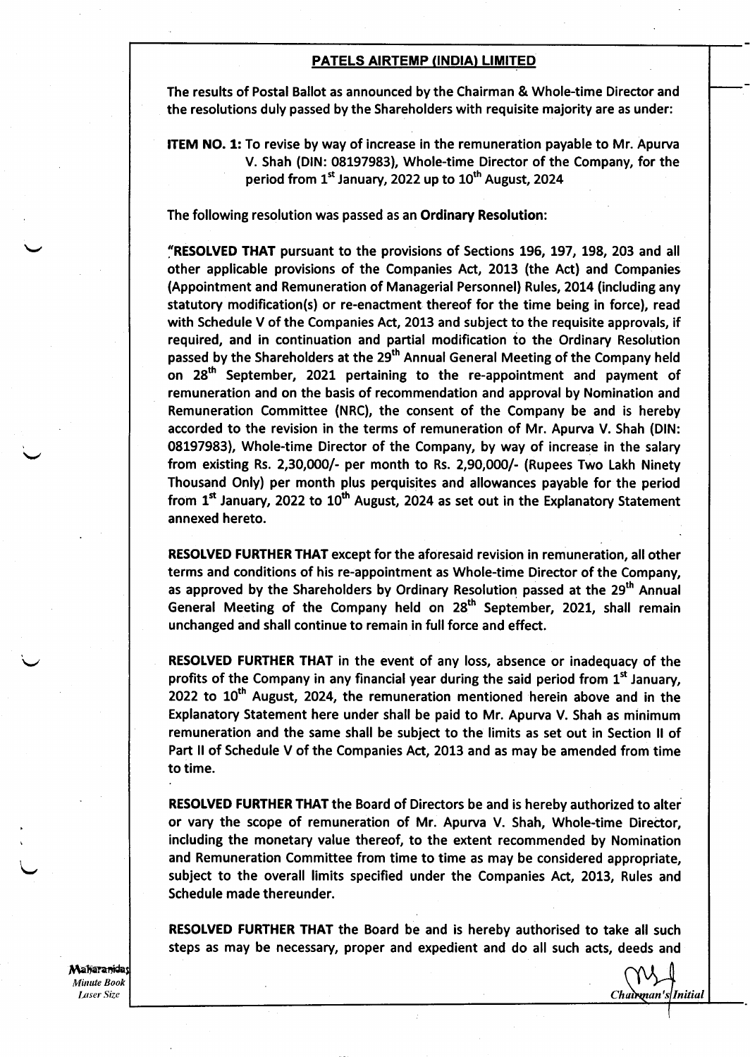## PATELS AIRTEMP (INDIA) LIMITED

The results of Postal Ballot as announced by the Chairman & Whole-time Director and the resolutions duly passed by the Shareholders with requisite majority are as under:

**ITEM NO. 1:** To revise by way of increase in the remuneration payable to Mr. Apurva V. Shah (DIN: 08197983), Whole-time Director of the Company, for the period from 1st January, 2022 up to 10th August, 2024

The following resolution was passed as an **Ordinary Resolution**:

"**RESOLVED THAT** pursuant to the provisions of Sections 196, 197, 198, 203 and all other applicable provisions of the Companies Act, 2013 (the Act) and Companies (Appointment and Remuneration of Managerial Personnel) Rules, 2014 (including any statutory modification(s) or re-enactment thereof for the time being in force), read with Schedule V of the Companies Act, 2013 and subject to the requisite approvals, if required, and in continuation and partial modification to the Ordinary Resolution passed by the Shareholders at the 29th Annual General Meeting of the Company held on 28th September, 2021 pertaining to the re-appointment and payment of remuneration and on the basis of recommendation and approval by Nomination and Remuneration Committee (NRC), the consent of the Company be and is hereby accorded to the revision in the terms of remuneration of Mr. Apurva V. Shah (DIN: 08197983), Whole-time Director of the Company, by way of increase in the salary from existing Rs. 2,30,000/- per month to Rs. 2,90,000/- (Rupees Two Lakh Ninety Thousand Only) per month plus perquisites and allowances payable for the period from 1st January, 2022 to 10th August, 2024 as set out in the Explanatory Statement annexed hereto.

**RESOLVED FURTHER THAT** except for the aforesaid revision in remuneration, all other terms and conditions of his re-appointment as Whole-time Director of the Company, as approved by the Shareholders by Ordinary Resolution passed at the 29th Annual General Meeting of the Company held on 28th September, 2021, shall remain unchanged and shall continue to remain in full force and effect.

**RESOLVED FURTHER THAT** in the event of any loss, absence or inadequacy of the profits of the Company in any financial year during the said period from 1st January, 2022 to 10th August, 2024, the remuneration mentioned herein above and in the Explanatory Statement here under shall be paid to Mr. Apurva V. Shah as minimum remuneration and the same shall be subject to the limits as set out in Section II of Part II of Schedule V of the Companies Act, 2013 and as may be amended from time to time.

**RESOLVED FURTHER THAT** the Board of Directors be and is hereby authorized to alter or vary the scope of remuneration of Mr. Apurva V. Shah, Whole-time Director, including the monetary value thereof, to the extent recommended by Nomination and Remuneration Committee from time to time as may be considered appropriate, subject to the overall limits specified under the Companies Act, 2013, Rules and Schedule made thereunder.

**RESOLVED FURTHER THAT** the Board be and is hereby authorised to take all such steps as may be necessary, proper and expedient and do all such acts, deeds and

*Chairman's Initial*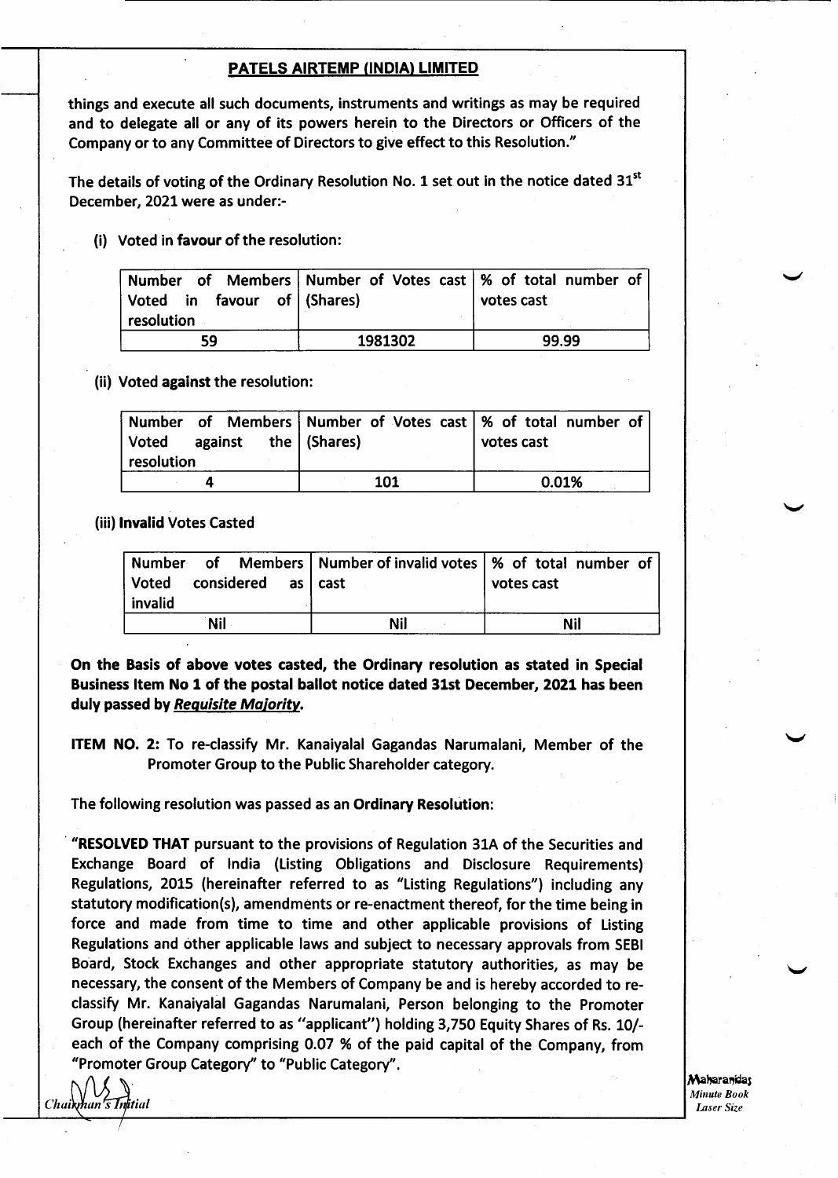## PATELS AIRTEMP (INDIA) LIMITED

things and execute all such documents, instruments and writings as may be required and to delegate all or any of its powers herein to the Directors or Officers of the Company or to any Committee of Directors to give effect to this Resolution."

The details of voting of the Ordinary Resolution No. 1 set out in the notice dated 31st December, 2021 were as under:-

(i) Voted in **favour** of the resolution:

| Number of Members Voted in favour of resolution | Number of Votes cast (Shares) | % of total number of votes cast |
|---|---|---|
| 59 | 1981302 | 99.99 |

(ii) Voted **against** the resolution:

| Number of Members Voted against the resolution | Number of Votes cast (Shares) | % of total number of votes cast |
|---|---|---|
| 4 | 101 | 0.01% |

(iii) **Invalid** Votes Casted

| Number of Members Voted considered as invalid | Number of invalid votes cast | % of total number of votes cast |
|---|---|---|
| Nil | Nil | Nil |

**On the Basis of above votes casted, the Ordinary resolution as stated in Special Business Item No 1 of the postal ballot notice dated 31st December, 2021 has been duly passed by *Requisite Majority*.**

**ITEM NO. 2:** To re-classify Mr. Kanaiyalal Gagandas Narumalani, Member of the Promoter Group to the Public Shareholder category.

The following resolution was passed as an **Ordinary Resolution**:

"**RESOLVED THAT** pursuant to the provisions of Regulation 31A of the Securities and Exchange Board of India (Listing Obligations and Disclosure Requirements) Regulations, 2015 (hereinafter referred to as "Listing Regulations") including any statutory modification(s), amendments or re-enactment thereof, for the time being in force and made from time to time and other applicable provisions of Listing Regulations and other applicable laws and subject to necessary approvals from SEBI Board, Stock Exchanges and other appropriate statutory authorities, as may be necessary, the consent of the Members of Company be and is hereby accorded to re-classify Mr. Kanaiyalal Gagandas Narumalani, Person belonging to the Promoter Group (hereinafter referred to as "applicant") holding 3,750 Equity Shares of Rs. 10/- each of the Company comprising 0.07 % of the paid capital of the Company, from "Promoter Group Category" to "Public Category".

*Chairman's Initial*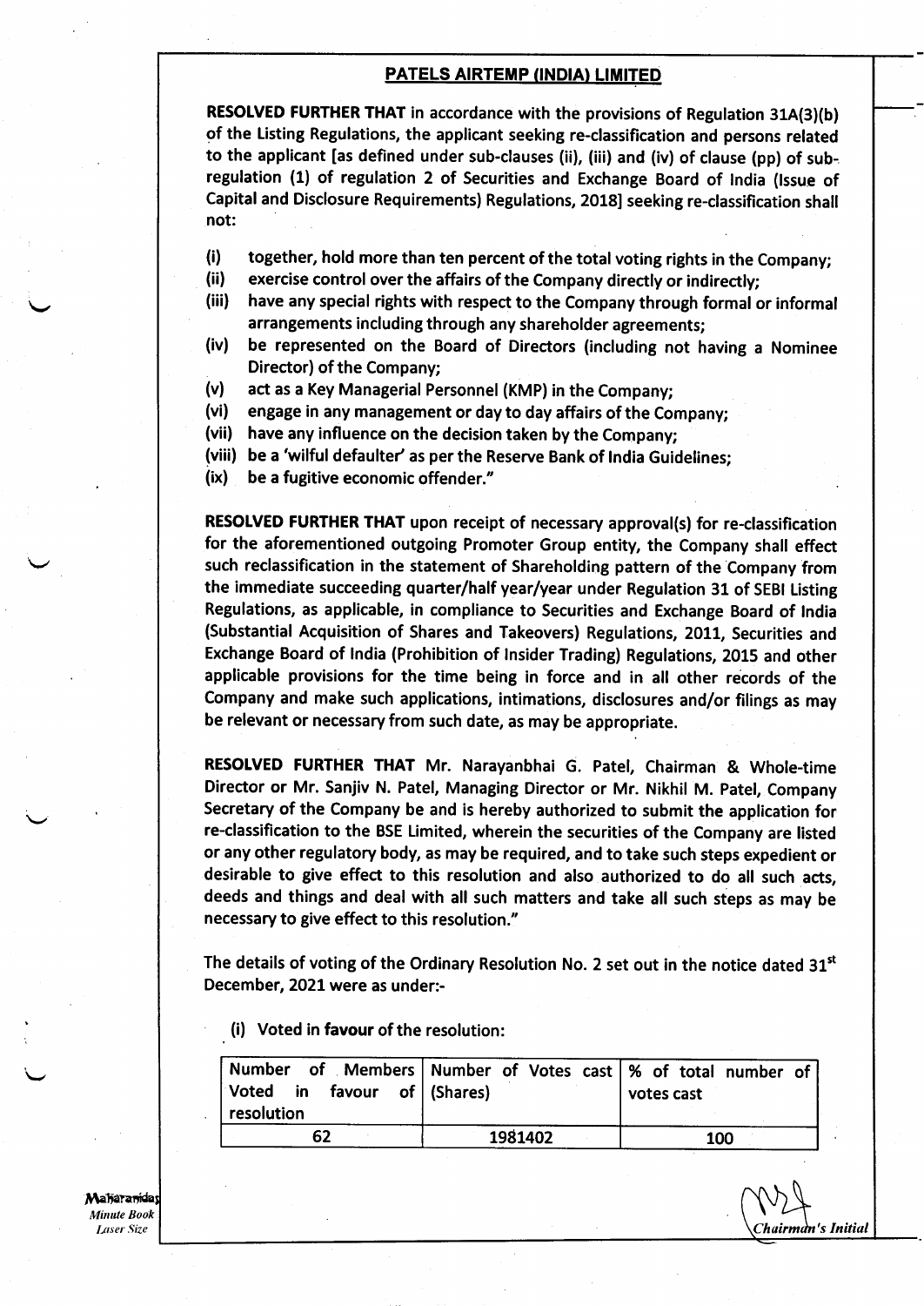**PATELS AIRTEMP (INDIA) LIMITED**

**RESOLVED FURTHER THAT** in accordance with the provisions of Regulation 31A(3)(b) of the Listing Regulations, the applicant seeking re-classification and persons related to the applicant [as defined under sub-clauses (ii), (iii) and (iv) of clause (pp) of sub-regulation (1) of regulation 2 of Securities and Exchange Board of India (Issue of Capital and Disclosure Requirements) Regulations, 2018] seeking re-classification shall not:

(i) together, hold more than ten percent of the total voting rights in the Company;
(ii) exercise control over the affairs of the Company directly or indirectly;
(iii) have any special rights with respect to the Company through formal or informal arrangements including through any shareholder agreements;
(iv) be represented on the Board of Directors (including not having a Nominee Director) of the Company;
(v) act as a Key Managerial Personnel (KMP) in the Company;
(vi) engage in any management or day to day affairs of the Company;
(vii) have any influence on the decision taken by the Company;
(viii) be a 'wilful defaulter' as per the Reserve Bank of India Guidelines;
(ix) be a fugitive economic offender."

**RESOLVED FURTHER THAT** upon receipt of necessary approval(s) for re-classification for the aforementioned outgoing Promoter Group entity, the Company shall effect such reclassification in the statement of Shareholding pattern of the Company from the immediate succeeding quarter/half year/year under Regulation 31 of SEBI Listing Regulations, as applicable, in compliance to Securities and Exchange Board of India (Substantial Acquisition of Shares and Takeovers) Regulations, 2011, Securities and Exchange Board of India (Prohibition of Insider Trading) Regulations, 2015 and other applicable provisions for the time being in force and in all other records of the Company and make such applications, intimations, disclosures and/or filings as may be relevant or necessary from such date, as may be appropriate.

**RESOLVED FURTHER THAT** Mr. Narayanbhai G. Patel, Chairman & Whole-time Director or Mr. Sanjiv N. Patel, Managing Director or Mr. Nikhil M. Patel, Company Secretary of the Company be and is hereby authorized to submit the application for re-classification to the BSE Limited, wherein the securities of the Company are listed or any other regulatory body, as may be required, and to take such steps expedient or desirable to give effect to this resolution and also authorized to do all such acts, deeds and things and deal with all such matters and take all such steps as may be necessary to give effect to this resolution."

The details of voting of the Ordinary Resolution No. 2 set out in the notice dated 31st December, 2021 were as under:-

(i) Voted in **favour** of the resolution:

| Number of Members Voted in favour of resolution | Number of Votes cast (Shares) | % of total number of votes cast |
|---|---|---|
| 62 | 1981402 | 100 |

*Chairman's Initial*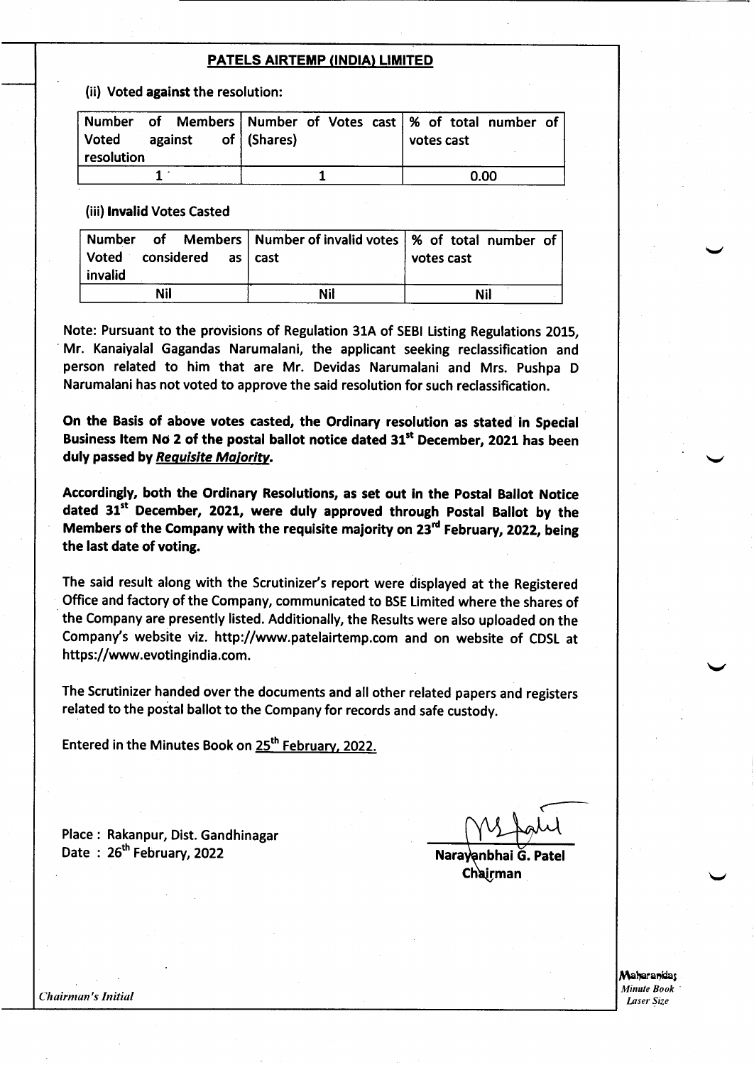## PATELS AIRTEMP (INDIA) LIMITED

(ii) Voted **against** the resolution:

| Number of Members Voted against of resolution | Number of Votes cast (Shares) | % of total number of votes cast |
|---|---|---|
| 1 | 1 | 0.00 |

(iii) **Invalid** Votes Casted

| Number of Members Voted considered as invalid | Number of invalid votes cast | % of total number of votes cast |
|---|---|---|
| Nil | Nil | Nil |

Note: Pursuant to the provisions of Regulation 31A of SEBI Listing Regulations 2015, Mr. Kanaiyalal Gagandas Narumalani, the applicant seeking reclassification and person related to him that are Mr. Devidas Narumalani and Mrs. Pushpa D Narumalani has not voted to approve the said resolution for such reclassification.

**On the Basis of above votes casted, the Ordinary resolution as stated in Special Business Item No 2 of the postal ballot notice dated 31st December, 2021 has been duly passed by *Requisite Majority*.**

**Accordingly, both the Ordinary Resolutions, as set out in the Postal Ballot Notice dated 31st December, 2021, were duly approved through Postal Ballot by the Members of the Company with the requisite majority on 23rd February, 2022, being the last date of voting.**

The said result along with the Scrutinizer's report were displayed at the Registered Office and factory of the Company, communicated to BSE Limited where the shares of the Company are presently listed. Additionally, the Results were also uploaded on the Company's website viz. http://www.patelairtemp.com and on website of CDSL at https://www.evotingindia.com.

The Scrutinizer handed over the documents and all other related papers and registers related to the postal ballot to the Company for records and safe custody.

Entered in the Minutes Book on 25th February, 2022.

Place : Rakanpur, Dist. Gandhinagar
Date : 26th February, 2022

Narayanbhai G. Patel
Chairman

*Chairman's Initial*